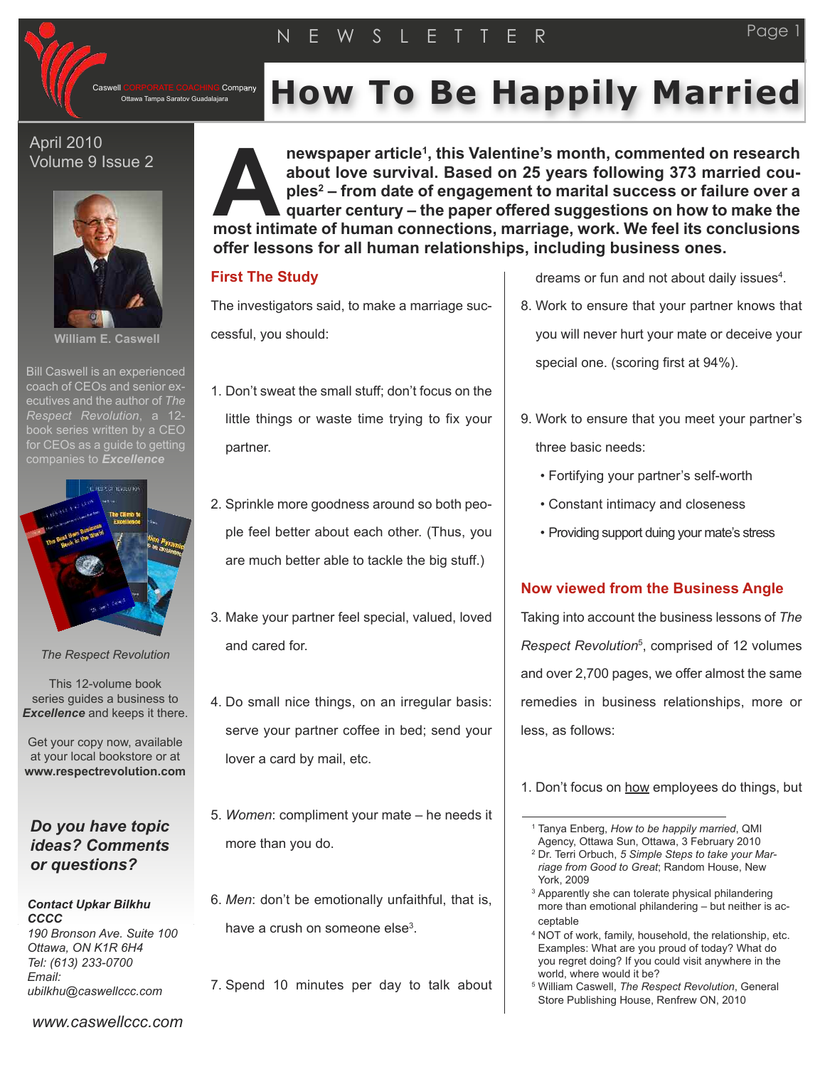# How To Be Happily Married

Caswell CORPORATE COACHING Company
Ottawa Tampa Saratov Guadalajara

April 2010
Volume 9 Issue 2

William E. Caswell

Bill Caswell is an experienced coach of CEOs and senior executives and the author of *The Respect Revolution*, a 12-book series written by a CEO for CEOs as a guide to getting companies to ***Excellence***

*The Respect Revolution*

This 12-volume book series guides a business to ***Excellence*** and keeps it there.

Get your copy now, available at your local bookstore or at **www.respectrevolution.com**

***Do you have topic ideas? Comments or questions?***

***Contact Upkar Bilkhu CCCC***
*190 Bronson Ave. Suite 100*
*Ottawa, ON K1R 6H4*
*Tel: (613) 233-0700*
*Email:*
*ubilkhu@caswellccc.com*

*www.caswellccc.com*

**A newspaper article[1], this Valentine's month, commented on research about love survival. Based on 25 years following 373 married couples[2] – from date of engagement to marital success or failure over a quarter century – the paper offered suggestions on how to make the most intimate of human connections, marriage, work. We feel its conclusions offer lessons for all human relationships, including business ones.**

## First The Study

The investigators said, to make a marriage successful, you should:

1. Don't sweat the small stuff; don't focus on the little things or waste time trying to fix your partner.

2. Sprinkle more goodness around so both people feel better about each other. (Thus, you are much better able to tackle the big stuff.)

3. Make your partner feel special, valued, loved and cared for.

4. Do small nice things, on an irregular basis: serve your partner coffee in bed; send your lover a card by mail, etc.

5. *Women*: compliment your mate – he needs it more than you do.

6. *Men*: don't be emotionally unfaithful, that is, have a crush on someone else[3].

7. Spend 10 minutes per day to talk about dreams or fun and not about daily issues[4].

8. Work to ensure that your partner knows that you will never hurt your mate or deceive your special one. (scoring first at 94%).

9. Work to ensure that you meet your partner's three basic needs:
   - Fortifying your partner's self-worth
   - Constant intimacy and closeness
   - Providing support duing your mate's stress

## Now viewed from the Business Angle

Taking into account the business lessons of *The Respect Revolution*[5], comprised of 12 volumes and over 2,700 pages, we offer almost the same remedies in business relationships, more or less, as follows:

1. Don't focus on <u>how</u> employees do things, but

---

[1] Tanya Enberg, *How to be happily married*, QMI Agency, Ottawa Sun, Ottawa, 3 February 2010

[2] Dr. Terri Orbuch, *5 Simple Steps to take your Marriage from Good to Great*; Random House, New York, 2009

[3] Apparently she can tolerate physical philandering more than emotional philandering – but neither is acceptable

[4] NOT of work, family, household, the relationship, etc. Examples: What are you proud of today? What do you regret doing? If you could visit anywhere in the world, where would it be?

[5] William Caswell, *The Respect Revolution*, General Store Publishing House, Renfrew ON, 2010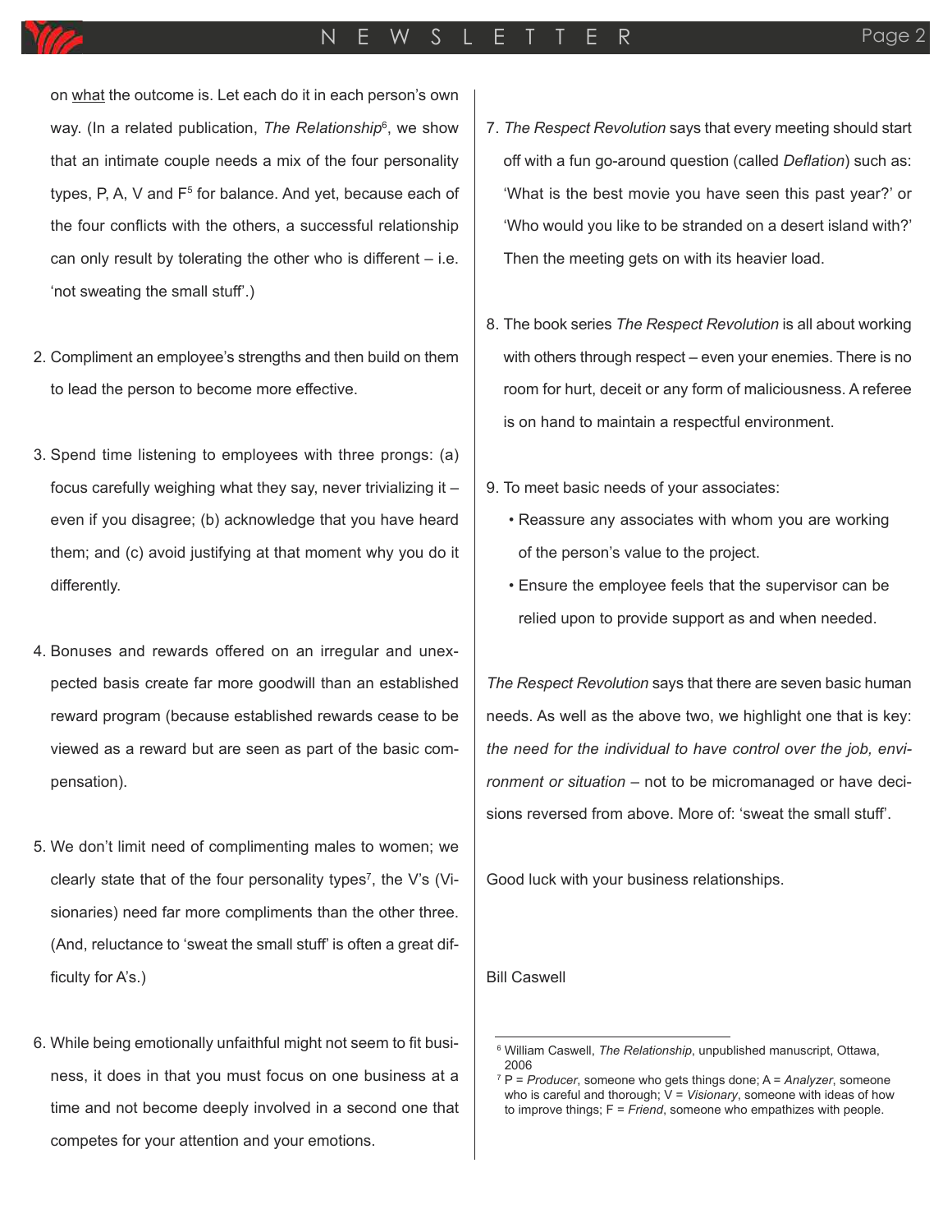on what the outcome is. Let each do it in each person's own way. (In a related publication, *The Relationship*[6], we show that an intimate couple needs a mix of the four personality types, P, A, V and F[5] for balance. And yet, because each of the four conflicts with the others, a successful relationship can only result by tolerating the other who is different – i.e. 'not sweating the small stuff'.)

2. Compliment an employee's strengths and then build on them to lead the person to become more effective.

3. Spend time listening to employees with three prongs: (a) focus carefully weighing what they say, never trivializing it – even if you disagree; (b) acknowledge that you have heard them; and (c) avoid justifying at that moment why you do it differently.

4. Bonuses and rewards offered on an irregular and unexpected basis create far more goodwill than an established reward program (because established rewards cease to be viewed as a reward but are seen as part of the basic compensation).

5. We don't limit need of complimenting males to women; we clearly state that of the four personality types[7], the V's (Visionaries) need far more compliments than the other three. (And, reluctance to 'sweat the small stuff' is often a great difficulty for A's.)

6. While being emotionally unfaithful might not seem to fit business, it does in that you must focus on one business at a time and not become deeply involved in a second one that competes for your attention and your emotions.

7. *The Respect Revolution* says that every meeting should start off with a fun go-around question (called *Deflation*) such as: 'What is the best movie you have seen this past year?' or 'Who would you like to be stranded on a desert island with?' Then the meeting gets on with its heavier load.

8. The book series *The Respect Revolution* is all about working with others through respect – even your enemies. There is no room for hurt, deceit or any form of maliciousness. A referee is on hand to maintain a respectful environment.

9. To meet basic needs of your associates:
   - Reassure any associates with whom you are working of the person's value to the project.
   - Ensure the employee feels that the supervisor can be relied upon to provide support as and when needed.

*The Respect Revolution* says that there are seven basic human needs. As well as the above two, we highlight one that is key: *the need for the individual to have control over the job, environment or situation* – not to be micromanaged or have decisions reversed from above. More of: 'sweat the small stuff'.

Good luck with your business relationships.

Bill Caswell

---

[6] William Caswell, *The Relationship*, unpublished manuscript, Ottawa, 2006

[7] P = *Producer*, someone who gets things done; A = *Analyzer*, someone who is careful and thorough; V = *Visionary*, someone with ideas of how to improve things; F = *Friend*, someone who empathizes with people.